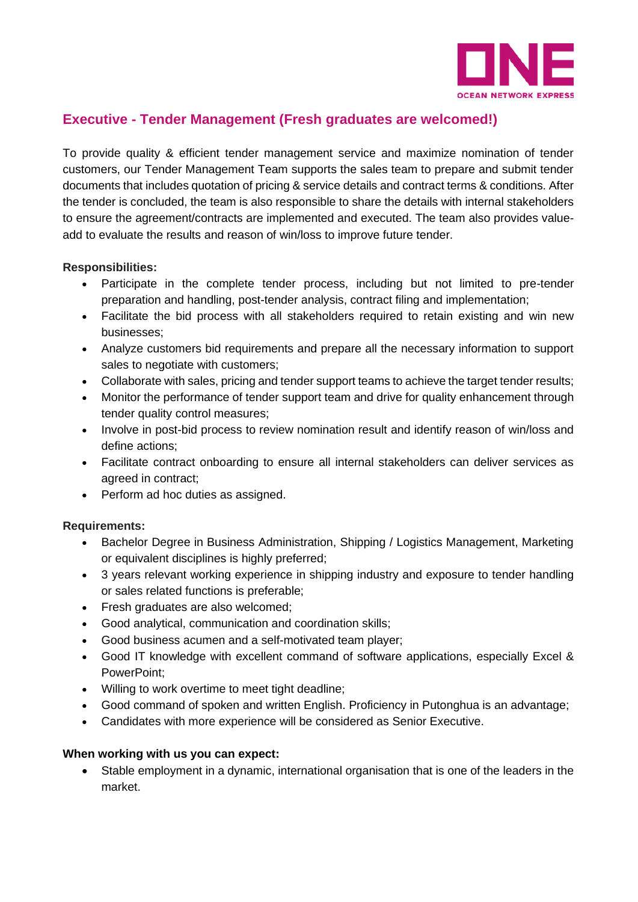## Executive - Tender Management (Fresh graduates are welcomed!)

To provide quality & efficient tender management service and maximize nomination of tender customers, our Tender Management Team supports the sales team to prepare and submit tender documents that includes quotation of pricing & service details and contract terms & conditions. After the tender is concluded, the team is also responsible to share the details with internal stakeholders to ensure the agreement/contracts are implemented and executed. The team also provides value-add to evaluate the results and reason of win/loss to improve future tender.

**Responsibilities:**

- Participate in the complete tender process, including but not limited to pre-tender preparation and handling, post-tender analysis, contract filing and implementation;
- Facilitate the bid process with all stakeholders required to retain existing and win new businesses;
- Analyze customers bid requirements and prepare all the necessary information to support sales to negotiate with customers;
- Collaborate with sales, pricing and tender support teams to achieve the target tender results;
- Monitor the performance of tender support team and drive for quality enhancement through tender quality control measures;
- Involve in post-bid process to review nomination result and identify reason of win/loss and define actions;
- Facilitate contract onboarding to ensure all internal stakeholders can deliver services as agreed in contract;
- Perform ad hoc duties as assigned.

**Requirements:**

- Bachelor Degree in Business Administration, Shipping / Logistics Management, Marketing or equivalent disciplines is highly preferred;
- 3 years relevant working experience in shipping industry and exposure to tender handling or sales related functions is preferable;
- Fresh graduates are also welcomed;
- Good analytical, communication and coordination skills;
- Good business acumen and a self-motivated team player;
- Good IT knowledge with excellent command of software applications, especially Excel & PowerPoint;
- Willing to work overtime to meet tight deadline;
- Good command of spoken and written English. Proficiency in Putonghua is an advantage;
- Candidates with more experience will be considered as Senior Executive.

**When working with us you can expect:**

- Stable employment in a dynamic, international organisation that is one of the leaders in the market.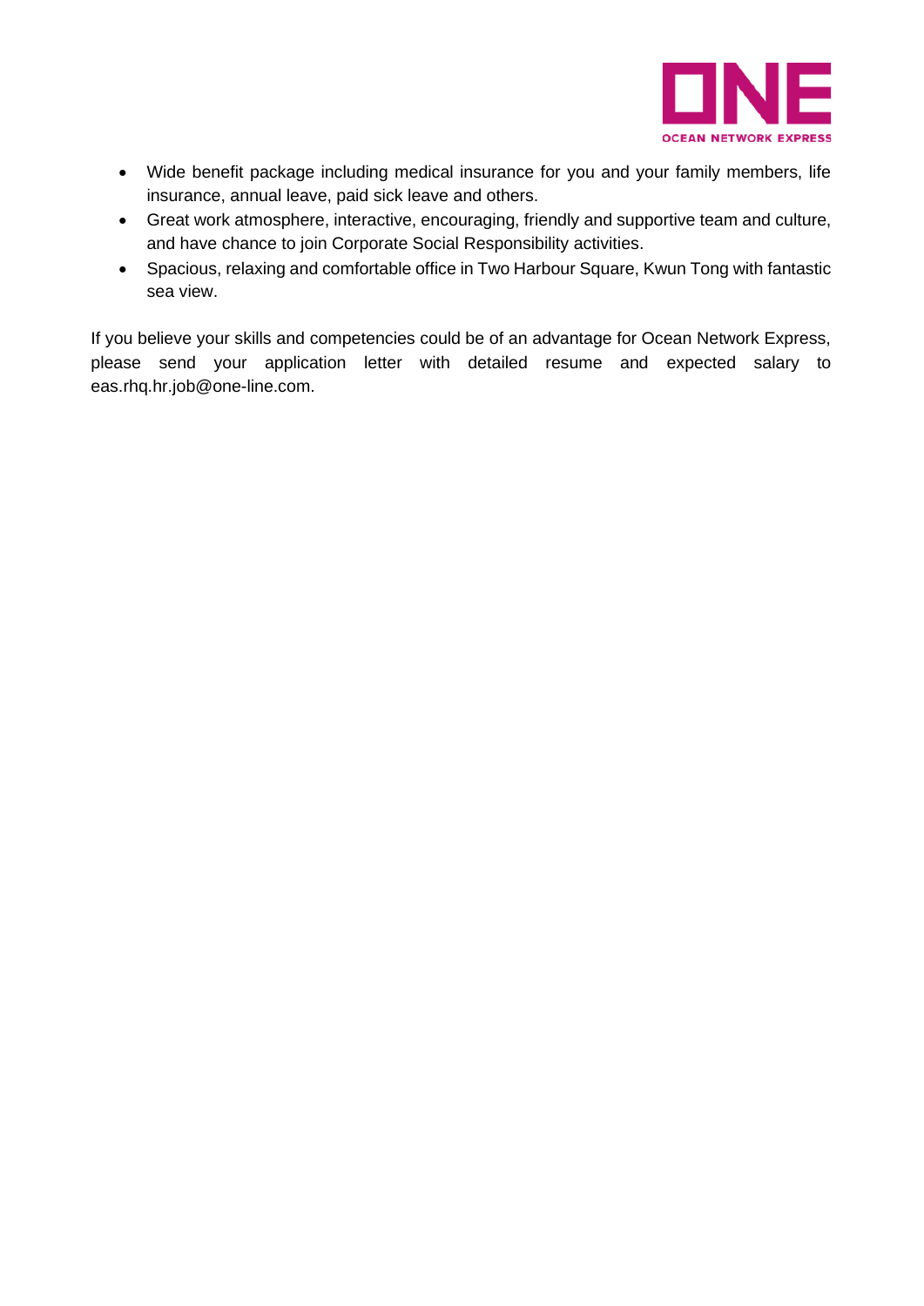- Wide benefit package including medical insurance for you and your family members, life insurance, annual leave, paid sick leave and others.
- Great work atmosphere, interactive, encouraging, friendly and supportive team and culture, and have chance to join Corporate Social Responsibility activities.
- Spacious, relaxing and comfortable office in Two Harbour Square, Kwun Tong with fantastic sea view.

If you believe your skills and competencies could be of an advantage for Ocean Network Express, please send your application letter with detailed resume and expected salary to eas.rhq.hr.job@one-line.com.